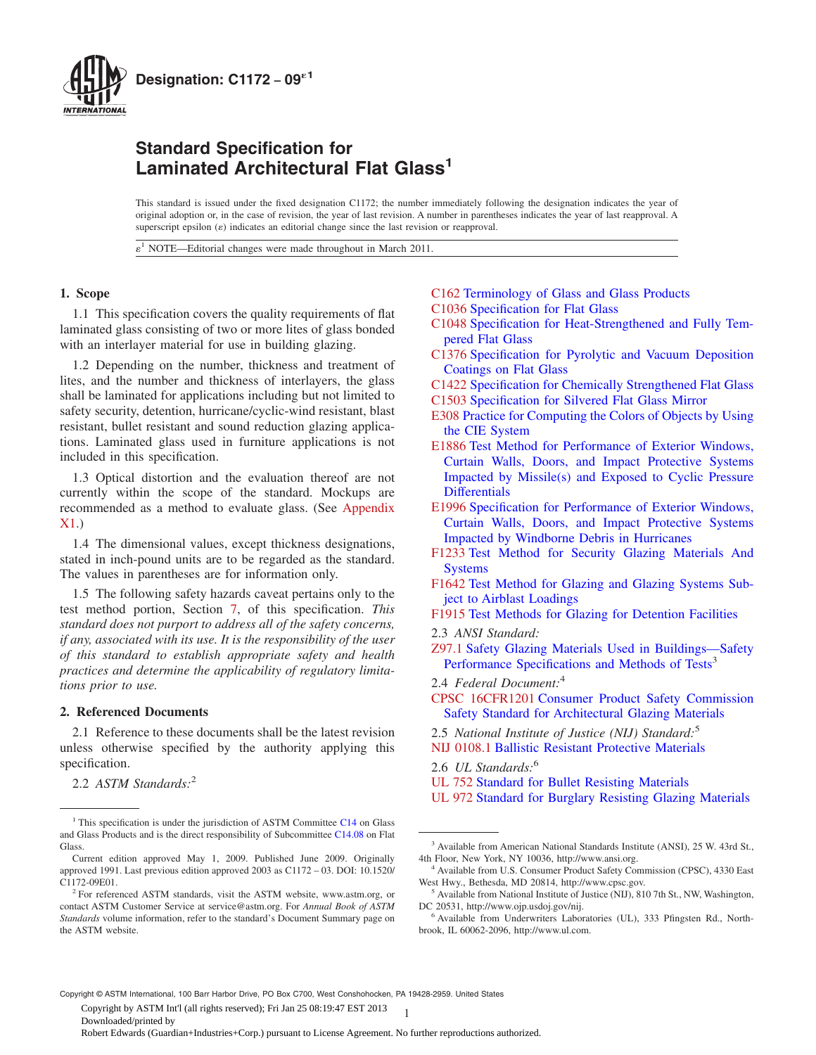**Designation: C1172 – 09$^{\varepsilon 1}$**

# Standard Specification for Laminated Architectural Flat Glass[1]

This standard is issued under the fixed designation C1172; the number immediately following the designation indicates the year of original adoption or, in the case of revision, the year of last revision. A number in parentheses indicates the year of last reapproval. A superscript epsilon (ε) indicates an editorial change since the last revision or reapproval.

$\varepsilon^1$ NOTE—Editorial changes were made throughout in March 2011.

## 1. Scope

1.1 This specification covers the quality requirements of flat laminated glass consisting of two or more lites of glass bonded with an interlayer material for use in building glazing.

1.2 Depending on the number, thickness and treatment of lites, and the number and thickness of interlayers, the glass shall be laminated for applications including but not limited to safety security, detention, hurricane/cyclic-wind resistant, blast resistant, bullet resistant and sound reduction glazing applications. Laminated glass used in furniture applications is not included in this specification.

1.3 Optical distortion and the evaluation thereof are not currently within the scope of the standard. Mockups are recommended as a method to evaluate glass. (See Appendix X1.)

1.4 The dimensional values, except thickness designations, stated in inch-pound units are to be regarded as the standard. The values in parentheses are for information only.

1.5 The following safety hazards caveat pertains only to the test method portion, Section 7, of this specification. *This standard does not purport to address all of the safety concerns, if any, associated with its use. It is the responsibility of the user of this standard to establish appropriate safety and health practices and determine the applicability of regulatory limitations prior to use.*

## 2. Referenced Documents

2.1 Reference to these documents shall be the latest revision unless otherwise specified by the authority applying this specification.

2.2 *ASTM Standards:*[2]

C162 Terminology of Glass and Glass Products
C1036 Specification for Flat Glass
C1048 Specification for Heat-Strengthened and Fully Tempered Flat Glass
C1376 Specification for Pyrolytic and Vacuum Deposition Coatings on Flat Glass
C1422 Specification for Chemically Strengthened Flat Glass
C1503 Specification for Silvered Flat Glass Mirror
E308 Practice for Computing the Colors of Objects by Using the CIE System
E1886 Test Method for Performance of Exterior Windows, Curtain Walls, Doors, and Impact Protective Systems Impacted by Missile(s) and Exposed to Cyclic Pressure Differentials
E1996 Specification for Performance of Exterior Windows, Curtain Walls, Doors, and Impact Protective Systems Impacted by Windborne Debris in Hurricanes
F1233 Test Method for Security Glazing Materials And Systems
F1642 Test Method for Glazing and Glazing Systems Subject to Airblast Loadings
F1915 Test Methods for Glazing for Detention Facilities

2.3 *ANSI Standard:*

Z97.1 Safety Glazing Materials Used in Buildings—Safety Performance Specifications and Methods of Tests[3]

2.4 *Federal Document:*[4]

CPSC 16CFR1201 Consumer Product Safety Commission Safety Standard for Architectural Glazing Materials

2.5 *National Institute of Justice (NIJ) Standard:*[5]

NIJ 0108.1 Ballistic Resistant Protective Materials

2.6 *UL Standards:*[6]

UL 752 Standard for Bullet Resisting Materials
UL 972 Standard for Burglary Resisting Glazing Materials

---

[1] This specification is under the jurisdiction of ASTM Committee C14 on Glass and Glass Products and is the direct responsibility of Subcommittee C14.08 on Flat Glass.

Current edition approved May 1, 2009. Published June 2009. Originally approved 1991. Last previous edition approved 2003 as C1172 – 03. DOI: 10.1520/C1172-09E01.

[2] For referenced ASTM standards, visit the ASTM website, www.astm.org, or contact ASTM Customer Service at service@astm.org. For *Annual Book of ASTM Standards* volume information, refer to the standard's Document Summary page on the ASTM website.

[3] Available from American National Standards Institute (ANSI), 25 W. 43rd St., 4th Floor, New York, NY 10036, http://www.ansi.org.

[4] Available from U.S. Consumer Product Safety Commission (CPSC), 4330 East West Hwy., Bethesda, MD 20814, http://www.cpsc.gov.

[5] Available from National Institute of Justice (NIJ), 810 7th St., NW, Washington, DC 20531, http://www.ojp.usdoj.gov/nij.

[6] Available from Underwriters Laboratories (UL), 333 Pfingsten Rd., Northbrook, IL 60062-2096, http://www.ul.com.

Copyright © ASTM International, 100 Barr Harbor Drive, PO Box C700, West Conshohocken, PA 19428-2959. United States

Copyright by ASTM Int'l (all rights reserved); Fri Jan 25 08:19:47 EST 2013
Downloaded/printed by
Robert Edwards (Guardian+Industries+Corp.) pursuant to License Agreement. No further reproductions authorized.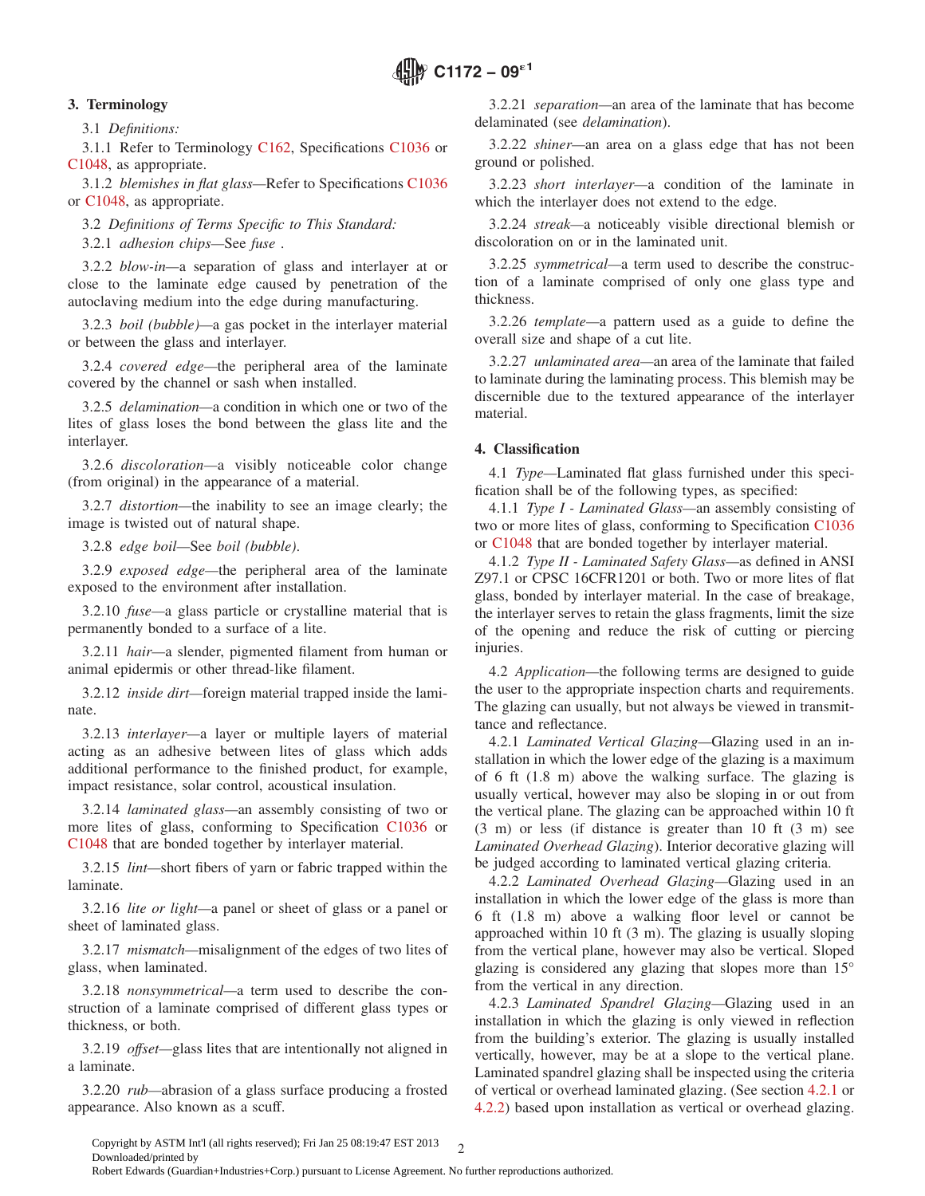## 3. Terminology

3.1 *Definitions:*

3.1.1 Refer to Terminology C162, Specifications C1036 or C1048, as appropriate.

3.1.2 *blemishes in flat glass*—Refer to Specifications C1036 or C1048, as appropriate.

3.2 *Definitions of Terms Specific to This Standard:*

3.2.1 *adhesion chips*—See *fuse* .

3.2.2 *blow-in*—a separation of glass and interlayer at or close to the laminate edge caused by penetration of the autoclaving medium into the edge during manufacturing.

3.2.3 *boil (bubble)*—a gas pocket in the interlayer material or between the glass and interlayer.

3.2.4 *covered edge*—the peripheral area of the laminate covered by the channel or sash when installed.

3.2.5 *delamination*—a condition in which one or two of the lites of glass loses the bond between the glass lite and the interlayer.

3.2.6 *discoloration*—a visibly noticeable color change (from original) in the appearance of a material.

3.2.7 *distortion*—the inability to see an image clearly; the image is twisted out of natural shape.

3.2.8 *edge boil*—See *boil (bubble)*.

3.2.9 *exposed edge*—the peripheral area of the laminate exposed to the environment after installation.

3.2.10 *fuse*—a glass particle or crystalline material that is permanently bonded to a surface of a lite.

3.2.11 *hair*—a slender, pigmented filament from human or animal epidermis or other thread-like filament.

3.2.12 *inside dirt*—foreign material trapped inside the laminate.

3.2.13 *interlayer*—a layer or multiple layers of material acting as an adhesive between lites of glass which adds additional performance to the finished product, for example, impact resistance, solar control, acoustical insulation.

3.2.14 *laminated glass*—an assembly consisting of two or more lites of glass, conforming to Specification C1036 or C1048 that are bonded together by interlayer material.

3.2.15 *lint*—short fibers of yarn or fabric trapped within the laminate.

3.2.16 *lite or light*—a panel or sheet of glass or a panel or sheet of laminated glass.

3.2.17 *mismatch*—misalignment of the edges of two lites of glass, when laminated.

3.2.18 *nonsymmetrical*—a term used to describe the construction of a laminate comprised of different glass types or thickness, or both.

3.2.19 *offset*—glass lites that are intentionally not aligned in a laminate.

3.2.20 *rub*—abrasion of a glass surface producing a frosted appearance. Also known as a scuff.

3.2.21 *separation*—an area of the laminate that has become delaminated (see *delamination*).

3.2.22 *shiner*—an area on a glass edge that has not been ground or polished.

3.2.23 *short interlayer*—a condition of the laminate in which the interlayer does not extend to the edge.

3.2.24 *streak*—a noticeably visible directional blemish or discoloration on or in the laminated unit.

3.2.25 *symmetrical*—a term used to describe the construction of a laminate comprised of only one glass type and thickness.

3.2.26 *template*—a pattern used as a guide to define the overall size and shape of a cut lite.

3.2.27 *unlaminated area*—an area of the laminate that failed to laminate during the laminating process. This blemish may be discernible due to the textured appearance of the interlayer material.

## 4. Classification

4.1 *Type*—Laminated flat glass furnished under this specification shall be of the following types, as specified:

4.1.1 *Type I - Laminated Glass*—an assembly consisting of two or more lites of glass, conforming to Specification C1036 or C1048 that are bonded together by interlayer material.

4.1.2 *Type II - Laminated Safety Glass*—as defined in ANSI Z97.1 or CPSC 16CFR1201 or both. Two or more lites of flat glass, bonded by interlayer material. In the case of breakage, the interlayer serves to retain the glass fragments, limit the size of the opening and reduce the risk of cutting or piercing injuries.

4.2 *Application*—the following terms are designed to guide the user to the appropriate inspection charts and requirements. The glazing can usually, but not always be viewed in transmittance and reflectance.

4.2.1 *Laminated Vertical Glazing*—Glazing used in an installation in which the lower edge of the glazing is a maximum of 6 ft (1.8 m) above the walking surface. The glazing is usually vertical, however may also be sloping in or out from the vertical plane. The glazing can be approached within 10 ft (3 m) or less (if distance is greater than 10 ft (3 m) see *Laminated Overhead Glazing*). Interior decorative glazing will be judged according to laminated vertical glazing criteria.

4.2.2 *Laminated Overhead Glazing*—Glazing used in an installation in which the lower edge of the glass is more than 6 ft (1.8 m) above a walking floor level or cannot be approached within 10 ft (3 m). The glazing is usually sloping from the vertical plane, however may also be vertical. Sloped glazing is considered any glazing that slopes more than 15° from the vertical in any direction.

4.2.3 *Laminated Spandrel Glazing*—Glazing used in an installation in which the glazing is only viewed in reflection from the building's exterior. The glazing is usually installed vertically, however, may be at a slope to the vertical plane. Laminated spandrel glazing shall be inspected using the criteria of vertical or overhead laminated glazing. (See section 4.2.1 or 4.2.2) based upon installation as vertical or overhead glazing.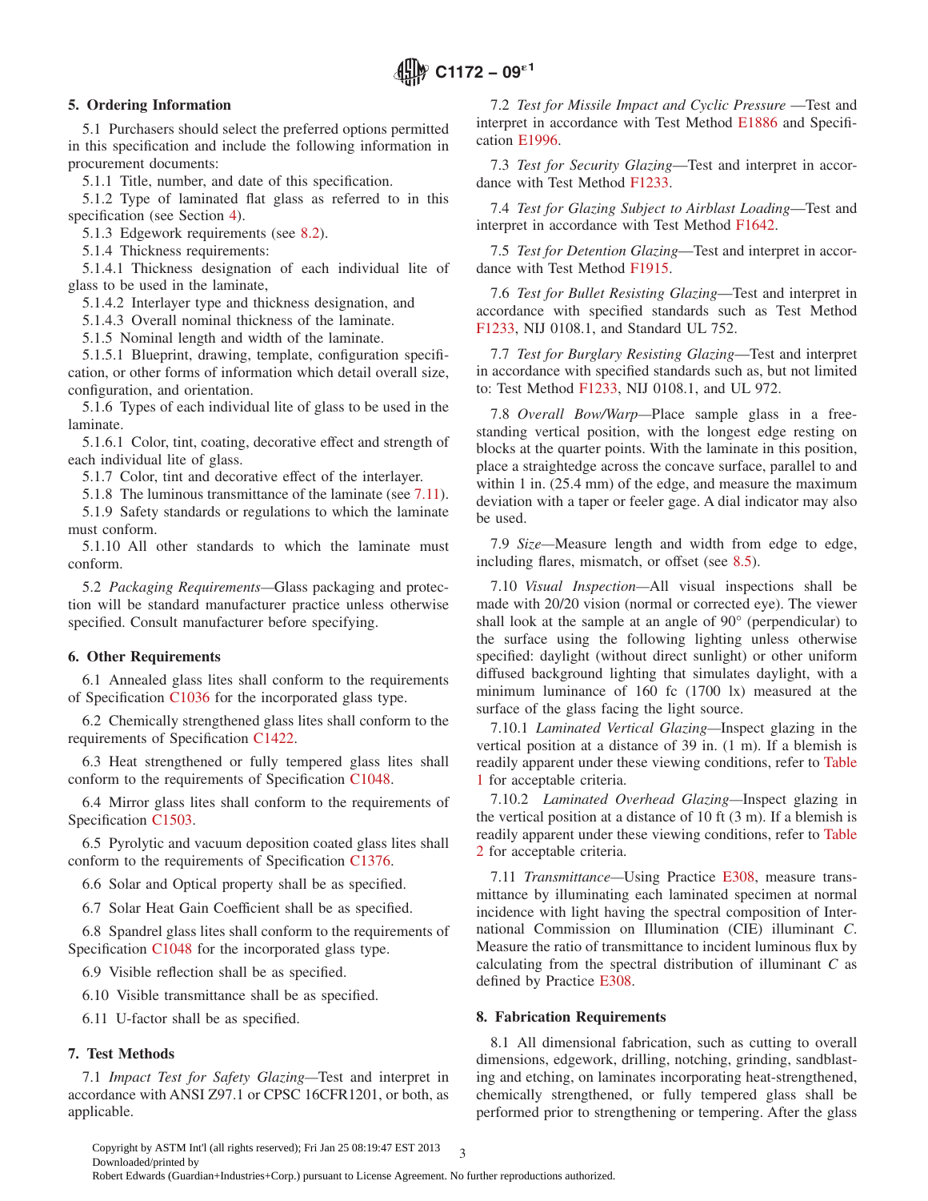## 5. Ordering Information

5.1 Purchasers should select the preferred options permitted in this specification and include the following information in procurement documents:

5.1.1 Title, number, and date of this specification.

5.1.2 Type of laminated flat glass as referred to in this specification (see Section 4).

5.1.3 Edgework requirements (see 8.2).

5.1.4 Thickness requirements:

5.1.4.1 Thickness designation of each individual lite of glass to be used in the laminate,

5.1.4.2 Interlayer type and thickness designation, and

5.1.4.3 Overall nominal thickness of the laminate.

5.1.5 Nominal length and width of the laminate.

5.1.5.1 Blueprint, drawing, template, configuration specification, or other forms of information which detail overall size, configuration, and orientation.

5.1.6 Types of each individual lite of glass to be used in the laminate.

5.1.6.1 Color, tint, coating, decorative effect and strength of each individual lite of glass.

5.1.7 Color, tint and decorative effect of the interlayer.

5.1.8 The luminous transmittance of the laminate (see 7.11).

5.1.9 Safety standards or regulations to which the laminate must conform.

5.1.10 All other standards to which the laminate must conform.

5.2 *Packaging Requirements*—Glass packaging and protection will be standard manufacturer practice unless otherwise specified. Consult manufacturer before specifying.

## 6. Other Requirements

6.1 Annealed glass lites shall conform to the requirements of Specification C1036 for the incorporated glass type.

6.2 Chemically strengthened glass lites shall conform to the requirements of Specification C1422.

6.3 Heat strengthened or fully tempered glass lites shall conform to the requirements of Specification C1048.

6.4 Mirror glass lites shall conform to the requirements of Specification C1503.

6.5 Pyrolytic and vacuum deposition coated glass lites shall conform to the requirements of Specification C1376.

6.6 Solar and Optical property shall be as specified.

6.7 Solar Heat Gain Coefficient shall be as specified.

6.8 Spandrel glass lites shall conform to the requirements of Specification C1048 for the incorporated glass type.

6.9 Visible reflection shall be as specified.

6.10 Visible transmittance shall be as specified.

6.11 U-factor shall be as specified.

## 7. Test Methods

7.1 *Impact Test for Safety Glazing*—Test and interpret in accordance with ANSI Z97.1 or CPSC 16CFR1201, or both, as applicable.

7.2 *Test for Missile Impact and Cyclic Pressure* —Test and interpret in accordance with Test Method E1886 and Specification E1996.

7.3 *Test for Security Glazing*—Test and interpret in accordance with Test Method F1233.

7.4 *Test for Glazing Subject to Airblast Loading*—Test and interpret in accordance with Test Method F1642.

7.5 *Test for Detention Glazing*—Test and interpret in accordance with Test Method F1915.

7.6 *Test for Bullet Resisting Glazing*—Test and interpret in accordance with specified standards such as Test Method F1233, NIJ 0108.1, and Standard UL 752.

7.7 *Test for Burglary Resisting Glazing*—Test and interpret in accordance with specified standards such as, but not limited to: Test Method F1233, NIJ 0108.1, and UL 972.

7.8 *Overall Bow/Warp*—Place sample glass in a free-standing vertical position, with the longest edge resting on blocks at the quarter points. With the laminate in this position, place a straightedge across the concave surface, parallel to and within 1 in. (25.4 mm) of the edge, and measure the maximum deviation with a taper or feeler gage. A dial indicator may also be used.

7.9 *Size*—Measure length and width from edge to edge, including flares, mismatch, or offset (see 8.5).

7.10 *Visual Inspection*—All visual inspections shall be made with 20/20 vision (normal or corrected eye). The viewer shall look at the sample at an angle of 90° (perpendicular) to the surface using the following lighting unless otherwise specified: daylight (without direct sunlight) or other uniform diffused background lighting that simulates daylight, with a minimum luminance of 160 fc (1700 lx) measured at the surface of the glass facing the light source.

7.10.1 *Laminated Vertical Glazing*—Inspect glazing in the vertical position at a distance of 39 in. (1 m). If a blemish is readily apparent under these viewing conditions, refer to Table 1 for acceptable criteria.

7.10.2 *Laminated Overhead Glazing*—Inspect glazing in the vertical position at a distance of 10 ft (3 m). If a blemish is readily apparent under these viewing conditions, refer to Table 2 for acceptable criteria.

7.11 *Transmittance*—Using Practice E308, measure transmittance by illuminating each laminated specimen at normal incidence with light having the spectral composition of International Commission on Illumination (CIE) illuminant *C*. Measure the ratio of transmittance to incident luminous flux by calculating from the spectral distribution of illuminant *C* as defined by Practice E308.

## 8. Fabrication Requirements

8.1 All dimensional fabrication, such as cutting to overall dimensions, edgework, drilling, notching, grinding, sandblasting and etching, on laminates incorporating heat-strengthened, chemically strengthened, or fully tempered glass shall be performed prior to strengthening or tempering. After the glass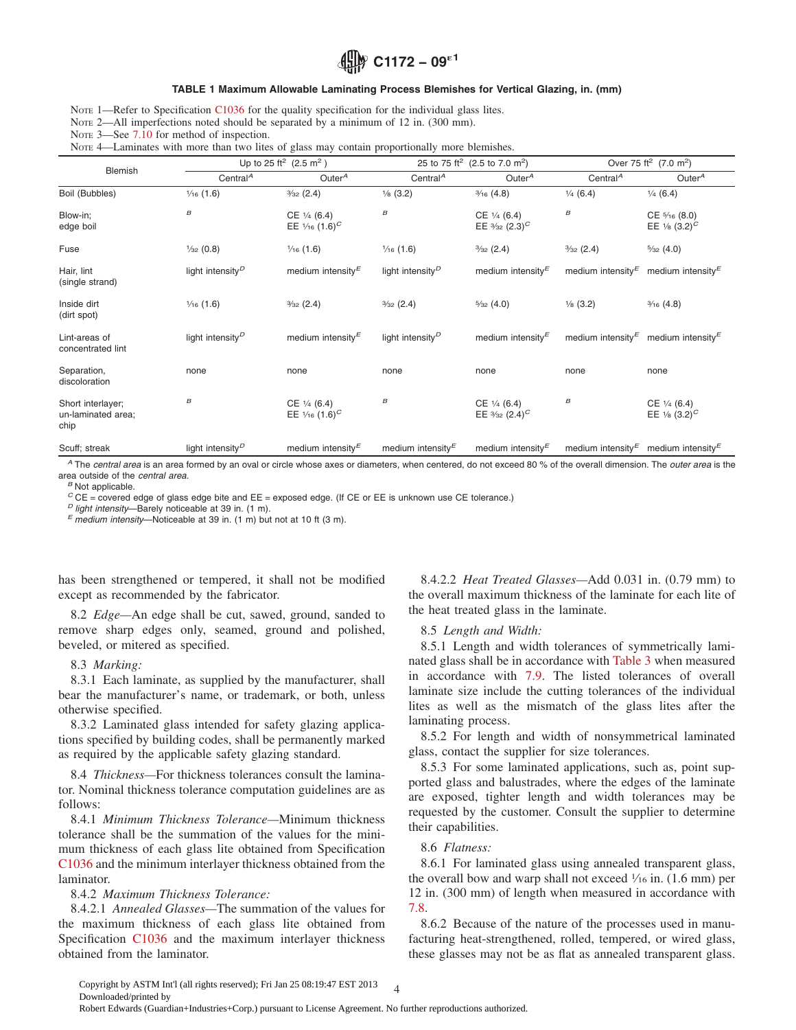**TABLE 1 Maximum Allowable Laminating Process Blemishes for Vertical Glazing, in. (mm)**

NOTE 1—Refer to Specification C1036 for the quality specification for the individual glass lites.
NOTE 2—All imperfections noted should be separated by a minimum of 12 in. (300 mm).
NOTE 3—See 7.10 for method of inspection.
NOTE 4—Laminates with more than two lites of glass may contain proportionally more blemishes.

| Blemish | Up to 25 ft² (2.5 m²) | | 25 to 75 ft² (2.5 to 7.0 m²) | | Over 75 ft² (7.0 m²) | |
|---|---|---|---|---|---|---|
| | Central[A] | Outer[A] | Central[A] | Outer[A] | Central[A] | Outer[A] |
| Boil (Bubbles) | 1⁄16 (1.6) | 3⁄32 (2.4) | 1⁄8 (3.2) | 3⁄16 (4.8) | 1⁄4 (6.4) | 1⁄4 (6.4) |
| Blow-in; edge boil | [B] | CE 1⁄4 (6.4) EE 1⁄16 (1.6)[C] | [B] | CE 1⁄4 (6.4) EE 3⁄32 (2.3)[C] | [B] | CE 5⁄16 (8.0) EE 1⁄8 (3.2)[C] |
| Fuse | 1⁄32 (0.8) | 1⁄16 (1.6) | 1⁄16 (1.6) | 3⁄32 (2.4) | 3⁄32 (2.4) | 5⁄32 (4.0) |
| Hair, lint (single strand) | light intensity[D] | medium intensity[E] | light intensity[D] | medium intensity[E] | medium intensity[E] | medium intensity[E] |
| Inside dirt (dirt spot) | 1⁄16 (1.6) | 3⁄32 (2.4) | 3⁄32 (2.4) | 5⁄32 (4.0) | 1⁄8 (3.2) | 3⁄16 (4.8) |
| Lint-areas of concentrated lint | light intensity[D] | medium intensity[E] | light intensity[D] | medium intensity[E] | medium intensity[E] | medium intensity[E] |
| Separation, discoloration | none | none | none | none | none | none |
| Short interlayer; un-laminated area; chip | [B] | CE 1⁄4 (6.4) EE 1⁄16 (1.6)[C] | [B] | CE 1⁄4 (6.4) EE 3⁄32 (2.4)[C] | [B] | CE 1⁄4 (6.4) EE 1⁄8 (3.2)[C] |
| Scuff; streak | light intensity[D] | medium intensity[E] | medium intensity[E] | medium intensity[E] | medium intensity[E] | medium intensity[E] |

[A] The *central area* is an area formed by an oval or circle whose axes or diameters, when centered, do not exceed 80 % of the overall dimension. The *outer area* is the area outside of the *central area.*
[B] Not applicable.
[C] CE = covered edge of glass edge bite and EE = exposed edge. (If CE or EE is unknown use CE tolerance.)
[D] *light intensity*—Barely noticeable at 39 in. (1 m).
[E] *medium intensity*—Noticeable at 39 in. (1 m) but not at 10 ft (3 m).

has been strengthened or tempered, it shall not be modified except as recommended by the fabricator.

8.2 *Edge*—An edge shall be cut, sawed, ground, sanded to remove sharp edges only, seamed, ground and polished, beveled, or mitered as specified.

8.3 *Marking:*

8.3.1 Each laminate, as supplied by the manufacturer, shall bear the manufacturer's name, or trademark, or both, unless otherwise specified.

8.3.2 Laminated glass intended for safety glazing applications specified by building codes, shall be permanently marked as required by the applicable safety glazing standard.

8.4 *Thickness*—For thickness tolerances consult the laminator. Nominal thickness tolerance computation guidelines are as follows:

8.4.1 *Minimum Thickness Tolerance*—Minimum thickness tolerance shall be the summation of the values for the minimum thickness of each glass lite obtained from Specification C1036 and the minimum interlayer thickness obtained from the laminator.

8.4.2 *Maximum Thickness Tolerance:*

8.4.2.1 *Annealed Glasses*—The summation of the values for the maximum thickness of each glass lite obtained from Specification C1036 and the maximum interlayer thickness obtained from the laminator.

8.4.2.2 *Heat Treated Glasses*—Add 0.031 in. (0.79 mm) to the overall maximum thickness of the laminate for each lite of the heat treated glass in the laminate.

8.5 *Length and Width:*

8.5.1 Length and width tolerances of symmetrically laminated glass shall be in accordance with Table 3 when measured in accordance with 7.9. The listed tolerances of overall laminate size include the cutting tolerances of the individual lites as well as the mismatch of the glass lites after the laminating process.

8.5.2 For length and width of nonsymmetrical laminated glass, contact the supplier for size tolerances.

8.5.3 For some laminated applications, such as, point supported glass and balustrades, where the edges of the laminate are exposed, tighter length and width tolerances may be requested by the customer. Consult the supplier to determine their capabilities.

8.6 *Flatness:*

8.6.1 For laminated glass using annealed transparent glass, the overall bow and warp shall not exceed 1⁄16 in. (1.6 mm) per 12 in. (300 mm) of length when measured in accordance with 7.8.

8.6.2 Because of the nature of the processes used in manufacturing heat-strengthened, rolled, tempered, or wired glass, these glasses may not be as flat as annealed transparent glass.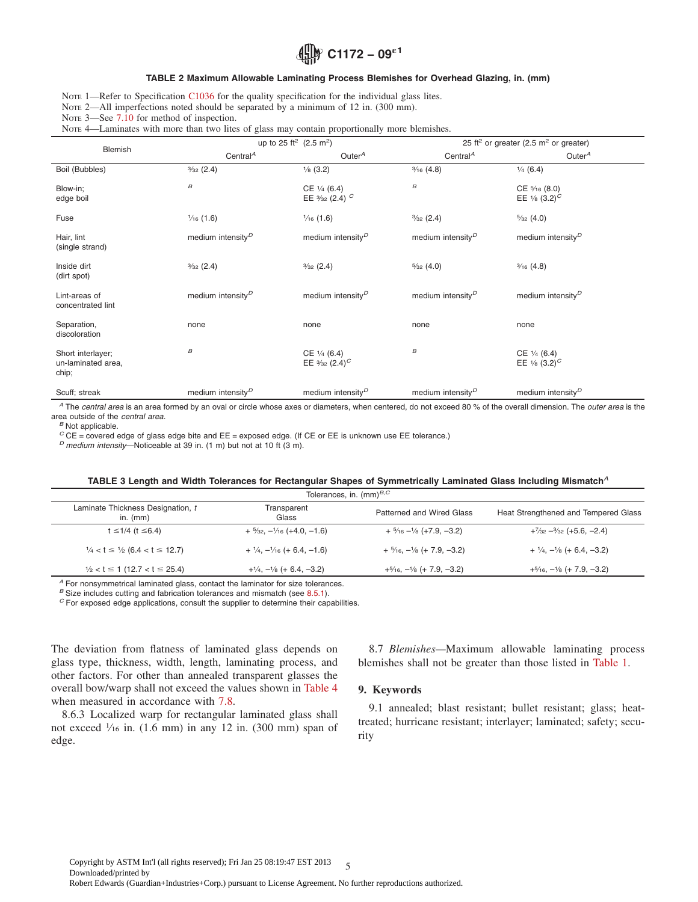**TABLE 2 Maximum Allowable Laminating Process Blemishes for Overhead Glazing, in. (mm)**

NOTE 1—Refer to Specification C1036 for the quality specification for the individual glass lites.
NOTE 2—All imperfections noted should be separated by a minimum of 12 in. (300 mm).
NOTE 3—See 7.10 for method of inspection.
NOTE 4—Laminates with more than two lites of glass may contain proportionally more blemishes.

| Blemish | up to 25 ft² (2.5 m²) | | 25 ft² or greater (2.5 m² or greater) | |
|---|---|---|---|---|
| | Central[A] | Outer[A] | Central[A] | Outer[A] |
| Boil (Bubbles) | 3⁄32 (2.4) | 1⁄8 (3.2) | 3⁄16 (4.8) | 1⁄4 (6.4) |
| Blow-in; edge boil | [B] | CE 1⁄4 (6.4) EE 3⁄32 (2.4) [C] | [B] | CE 5⁄16 (8.0) EE 1⁄8 (3.2)[C] |
| Fuse | 1⁄16 (1.6) | 1⁄16 (1.6) | 3⁄32 (2.4) | 5⁄32 (4.0) |
| Hair, lint (single strand) | medium intensity[D] | medium intensity[D] | medium intensity[D] | medium intensity[D] |
| Inside dirt (dirt spot) | 3⁄32 (2.4) | 3⁄32 (2.4) | 5⁄32 (4.0) | 3⁄16 (4.8) |
| Lint-areas of concentrated lint | medium intensity[D] | medium intensity[D] | medium intensity[D] | medium intensity[D] |
| Separation, discoloration | none | none | none | none |
| Short interlayer; un-laminated area, chip; | [B] | CE 1⁄4 (6.4) EE 3⁄32 (2.4)[C] | [B] | CE 1⁄4 (6.4) EE 1⁄8 (3.2)[C] |
| Scuff; streak | medium intensity[D] | medium intensity[D] | medium intensity[D] | medium intensity[D] |

[A] The *central area* is an area formed by an oval or circle whose axes or diameters, when centered, do not exceed 80 % of the overall dimension. The *outer area* is the area outside of the *central area.*
[B] Not applicable.
[C] CE = covered edge of glass edge bite and EE = exposed edge. (If CE or EE is unknown use EE tolerance.)
[D] *medium intensity*—Noticeable at 39 in. (1 m) but not at 10 ft (3 m).

**TABLE 3 Length and Width Tolerances for Rectangular Shapes of Symmetrically Laminated Glass Including Mismatch[A]**

| Laminate Thickness Designation, $t$ in. (mm) | Tolerances, in. (mm)[B,C] Transparent Glass | Patterned and Wired Glass | Heat Strengthened and Tempered Glass |
|---|---|---|---|
| t ≤1/4 (t ≤6.4) | + 5⁄32, −1⁄16 (+4.0, −1.6) | + 5⁄16 −1⁄8 (+7.9, −3.2) | +7⁄32 −3⁄32 (+5.6, −2.4) |
| 1⁄4 < t ≤ 1⁄2 (6.4 < t ≤ 12.7) | + 1⁄4, −1⁄16 (+ 6.4, −1.6) | + 5⁄16, −1⁄8 (+ 7.9, −3.2) | + 1⁄4, −1⁄8 (+ 6.4, −3.2) |
| 1⁄2 < t ≤ 1 (12.7 < t ≤ 25.4) | +1⁄4, −1⁄8 (+ 6.4, −3.2) | +5⁄16, −1⁄8 (+ 7.9, −3.2) | +5⁄16, −1⁄8 (+ 7.9, −3.2) |

[A] For nonsymmetrical laminated glass, contact the laminator for size tolerances.
[B] Size includes cutting and fabrication tolerances and mismatch (see 8.5.1).
[C] For exposed edge applications, consult the supplier to determine their capabilities.

The deviation from flatness of laminated glass depends on glass type, thickness, width, length, laminating process, and other factors. For other than annealed transparent glasses the overall bow/warp shall not exceed the values shown in Table 4 when measured in accordance with 7.8.

8.6.3 Localized warp for rectangular laminated glass shall not exceed 1⁄16 in. (1.6 mm) in any 12 in. (300 mm) span of edge.

8.7 *Blemishes*—Maximum allowable laminating process blemishes shall not be greater than those listed in Table 1.

## 9. Keywords

9.1 annealed; blast resistant; bullet resistant; glass; heat-treated; hurricane resistant; interlayer; laminated; safety; security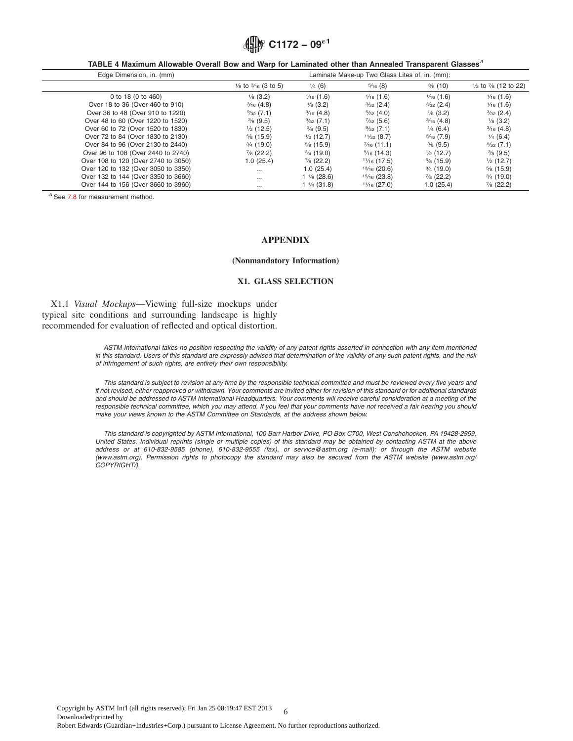**TABLE 4 Maximum Allowable Overall Bow and Warp for Laminated other than Annealed Transparent Glasses**[A]

| Edge Dimension, in. (mm) | Laminate Make-up Two Glass Lites of, in. (mm): | | | | |
|---|---|---|---|---|---|
| | ⅛ to 3⁄16 (3 to 5) | ¼ (6) | 5⁄16 (8) | ⅜ (10) | ½ to ⅞ (12 to 22) |
| 0 to 18 (0 to 460) | ⅛ (3.2) | 1⁄16 (1.6) | 1⁄16 (1.6) | 1⁄16 (1.6) | 1⁄16 (1.6) |
| Over 18 to 36 (Over 460 to 910) | 3⁄16 (4.8) | ⅛ (3.2) | 3⁄32 (2.4) | 3⁄32 (2.4) | 1⁄16 (1.6) |
| Over 36 to 48 (Over 910 to 1220) | 9⁄32 (7.1) | 3⁄16 (4.8) | 5⁄32 (4.0) | ⅛ (3.2) | 3⁄32 (2.4) |
| Over 48 to 60 (Over 1220 to 1520) | ⅜ (9.5) | 9⁄32 (7.1) | 7⁄32 (5.6) | 3⁄16 (4.8) | ⅛ (3.2) |
| Over 60 to 72 (Over 1520 to 1830) | ½ (12.5) | ⅜ (9.5) | 9⁄32 (7.1) | ¼ (6.4) | 3⁄16 (4.8) |
| Over 72 to 84 (Over 1830 to 2130) | ⅝ (15.9) | ½ (12.7) | 11⁄32 (8.7) | 5⁄16 (7.9) | ¼ (6.4) |
| Over 84 to 96 (Over 2130 to 2440) | ¾ (19.0) | ⅝ (15.9) | 7⁄16 (11.1) | ⅜ (9.5) | 9⁄32 (7.1) |
| Over 96 to 108 (Over 2440 to 2740) | ⅞ (22.2) | ¾ (19.0) | 9⁄16 (14.3) | ½ (12.7) | ⅜ (9.5) |
| Over 108 to 120 (Over 2740 to 3050) | 1.0 (25.4) | ⅞ (22.2) | 11⁄16 (17.5) | ⅝ (15.9) | ½ (12.7) |
| Over 120 to 132 (Over 3050 to 3350) | ... | 1.0 (25.4) | 13⁄16 (20.6) | ¾ (19.0) | ⅝ (15.9) |
| Over 132 to 144 (Over 3350 to 3660) | ... | 1 ⅛ (28.6) | 15⁄16 (23.8) | ⅞ (22.2) | ¾ (19.0) |
| Over 144 to 156 (Over 3660 to 3960) | ... | 1 ¼ (31.8) | 11⁄16 (27.0) | 1.0 (25.4) | ⅞ (22.2) |

[A] See 7.8 for measurement method.

# APPENDIX

## (Nonmandatory Information)

### X1. GLASS SELECTION

X1.1 *Visual Mockups*—Viewing full-size mockups under typical site conditions and surrounding landscape is highly recommended for evaluation of reflected and optical distortion.

*ASTM International takes no position respecting the validity of any patent rights asserted in connection with any item mentioned in this standard. Users of this standard are expressly advised that determination of the validity of any such patent rights, and the risk of infringement of such rights, are entirely their own responsibility.*

*This standard is subject to revision at any time by the responsible technical committee and must be reviewed every five years and if not revised, either reapproved or withdrawn. Your comments are invited either for revision of this standard or for additional standards and should be addressed to ASTM International Headquarters. Your comments will receive careful consideration at a meeting of the responsible technical committee, which you may attend. If you feel that your comments have not received a fair hearing you should make your views known to the ASTM Committee on Standards, at the address shown below.*

*This standard is copyrighted by ASTM International, 100 Barr Harbor Drive, PO Box C700, West Conshohocken, PA 19428-2959, United States. Individual reprints (single or multiple copies) of this standard may be obtained by contacting ASTM at the above address or at 610-832-9585 (phone), 610-832-9555 (fax), or service@astm.org (e-mail); or through the ASTM website (www.astm.org). Permission rights to photocopy the standard may also be secured from the ASTM website (www.astm.org/COPYRIGHT/).*